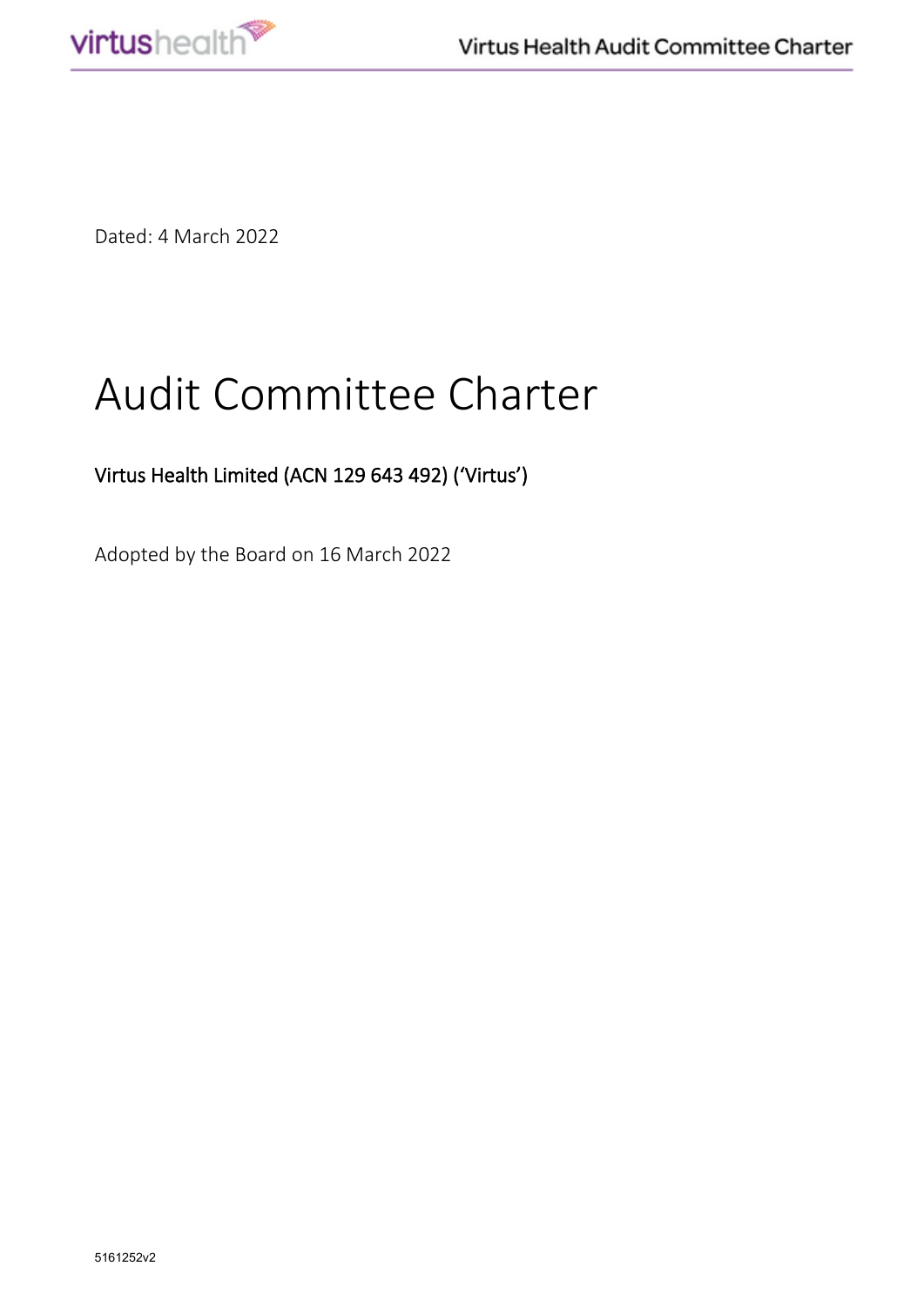Dated: 4 March 2022

# Audit Committee Charter

Virtus Health Limited (ACN 129 643 492) ('Virtus')

Adopted by the Board on 16 March 2022

5161252v2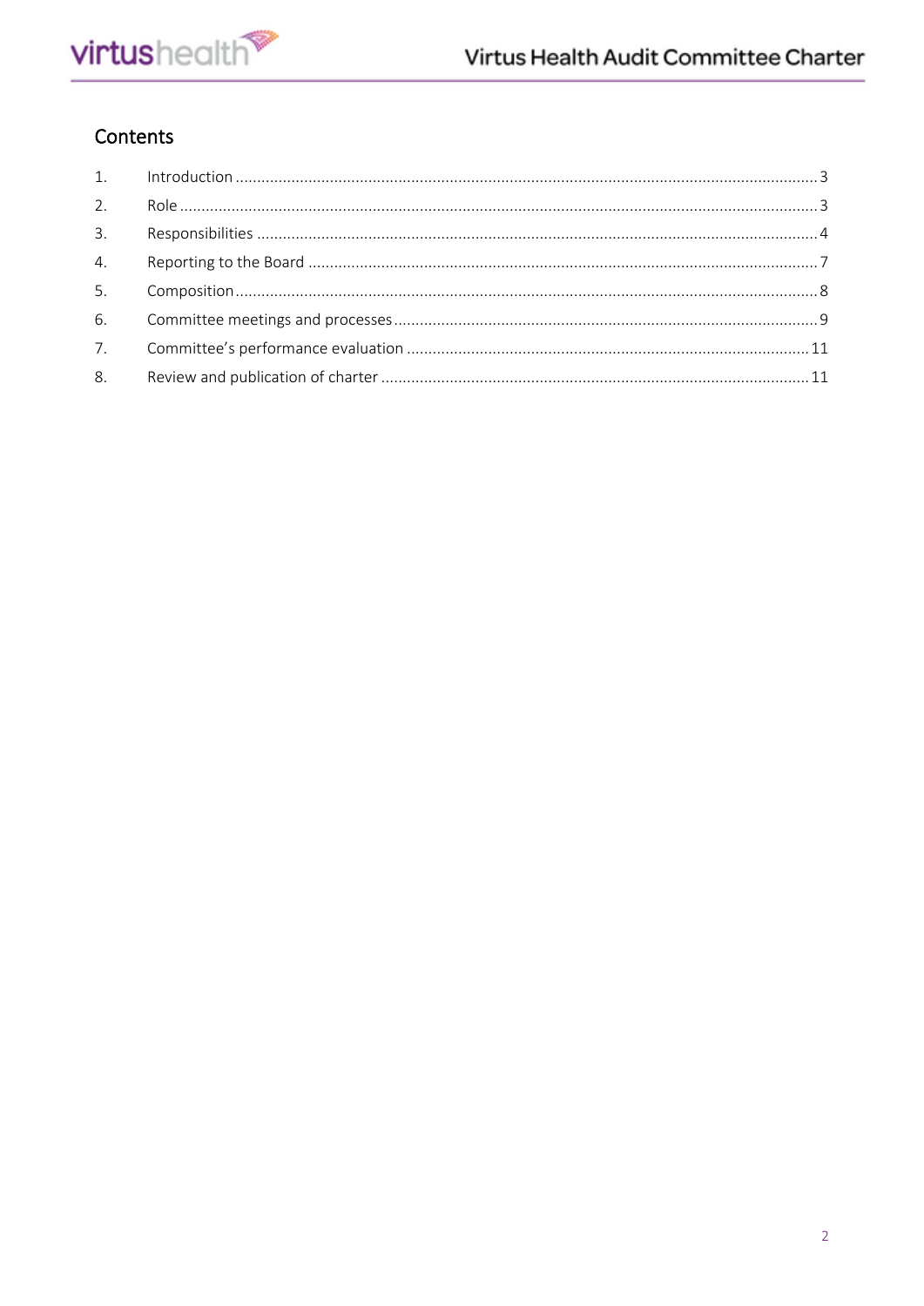## Contents

1. Introduction ........................................................................................................................................ 3
2. Role .................................................................................................................................................. 3
3. Responsibilities ................................................................................................................................. 4
4. Reporting to the Board ..................................................................................................................... 7
5. Composition ...................................................................................................................................... 8
6. Committee meetings and processes .................................................................................................. 9
7. Committee's performance evaluation ............................................................................................. 11
8. Review and publication of charter ................................................................................................... 11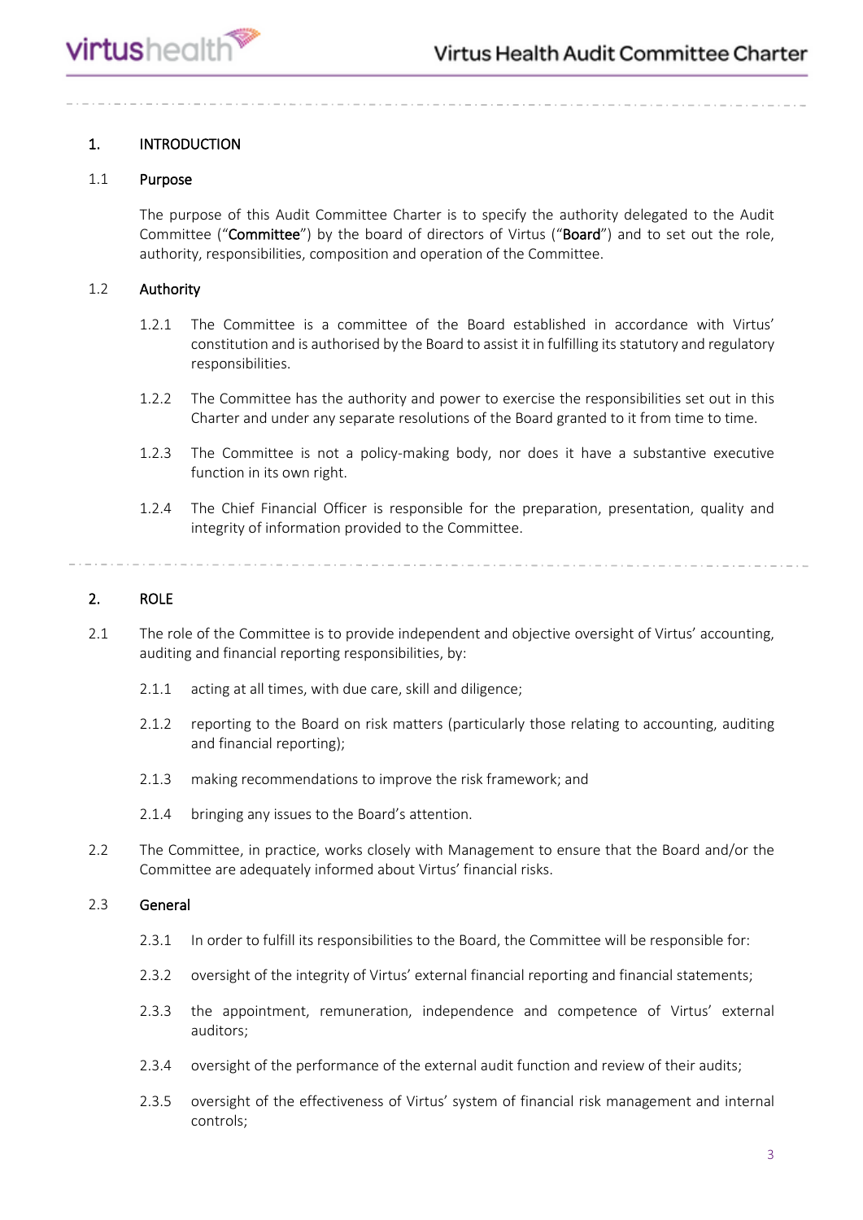## 1. INTRODUCTION

### 1.1 Purpose

The purpose of this Audit Committee Charter is to specify the authority delegated to the Audit Committee ("**Committee**") by the board of directors of Virtus ("**Board**") and to set out the role, authority, responsibilities, composition and operation of the Committee.

### 1.2 Authority

1.2.1 The Committee is a committee of the Board established in accordance with Virtus' constitution and is authorised by the Board to assist it in fulfilling its statutory and regulatory responsibilities.

1.2.2 The Committee has the authority and power to exercise the responsibilities set out in this Charter and under any separate resolutions of the Board granted to it from time to time.

1.2.3 The Committee is not a policy-making body, nor does it have a substantive executive function in its own right.

1.2.4 The Chief Financial Officer is responsible for the preparation, presentation, quality and integrity of information provided to the Committee.

## 2. ROLE

2.1 The role of the Committee is to provide independent and objective oversight of Virtus' accounting, auditing and financial reporting responsibilities, by:

2.1.1 acting at all times, with due care, skill and diligence;

2.1.2 reporting to the Board on risk matters (particularly those relating to accounting, auditing and financial reporting);

2.1.3 making recommendations to improve the risk framework; and

2.1.4 bringing any issues to the Board's attention.

2.2 The Committee, in practice, works closely with Management to ensure that the Board and/or the Committee are adequately informed about Virtus' financial risks.

### 2.3 General

2.3.1 In order to fulfill its responsibilities to the Board, the Committee will be responsible for:

2.3.2 oversight of the integrity of Virtus' external financial reporting and financial statements;

2.3.3 the appointment, remuneration, independence and competence of Virtus' external auditors;

2.3.4 oversight of the performance of the external audit function and review of their audits;

2.3.5 oversight of the effectiveness of Virtus' system of financial risk management and internal controls;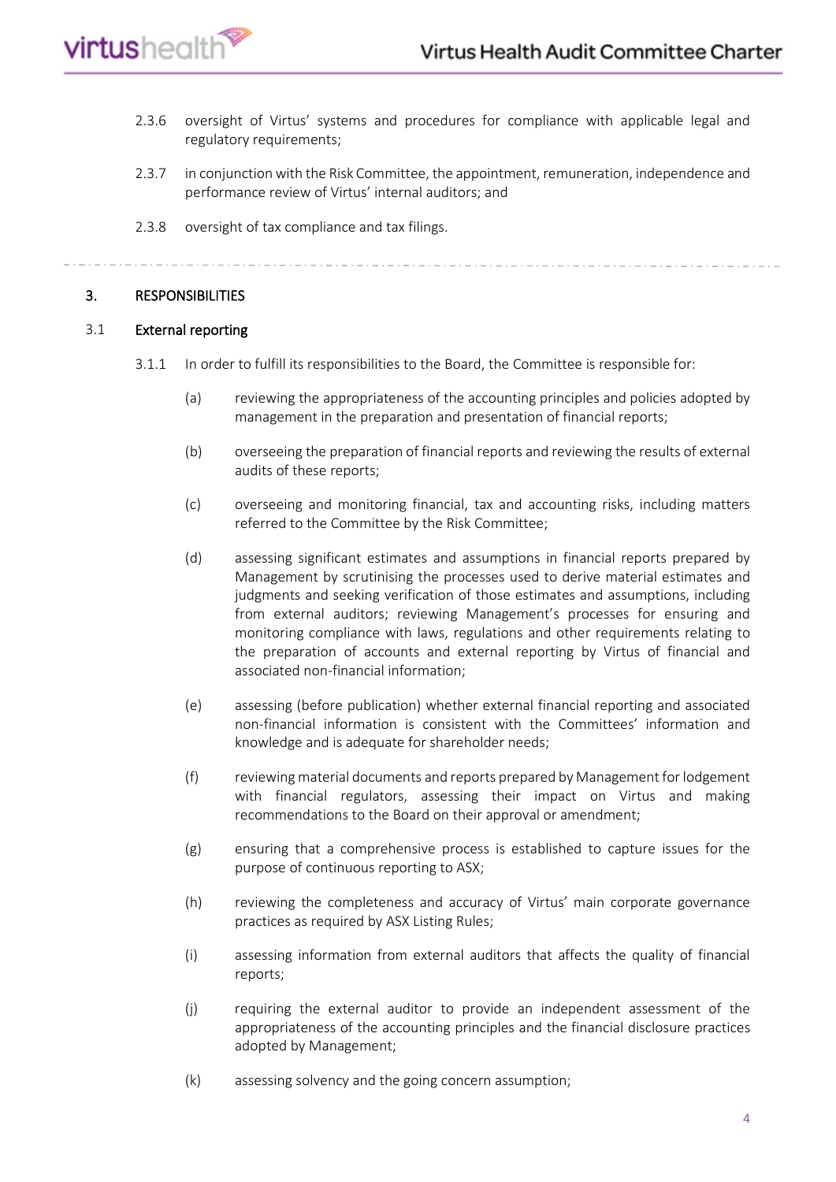2.3.6 oversight of Virtus' systems and procedures for compliance with applicable legal and regulatory requirements;

2.3.7 in conjunction with the Risk Committee, the appointment, remuneration, independence and performance review of Virtus' internal auditors; and

2.3.8 oversight of tax compliance and tax filings.

---

## 3. RESPONSIBILITIES

### 3.1 External reporting

3.1.1 In order to fulfill its responsibilities to the Board, the Committee is responsible for:

(a) reviewing the appropriateness of the accounting principles and policies adopted by management in the preparation and presentation of financial reports;

(b) overseeing the preparation of financial reports and reviewing the results of external audits of these reports;

(c) overseeing and monitoring financial, tax and accounting risks, including matters referred to the Committee by the Risk Committee;

(d) assessing significant estimates and assumptions in financial reports prepared by Management by scrutinising the processes used to derive material estimates and judgments and seeking verification of those estimates and assumptions, including from external auditors; reviewing Management's processes for ensuring and monitoring compliance with laws, regulations and other requirements relating to the preparation of accounts and external reporting by Virtus of financial and associated non-financial information;

(e) assessing (before publication) whether external financial reporting and associated non-financial information is consistent with the Committees' information and knowledge and is adequate for shareholder needs;

(f) reviewing material documents and reports prepared by Management for lodgement with financial regulators, assessing their impact on Virtus and making recommendations to the Board on their approval or amendment;

(g) ensuring that a comprehensive process is established to capture issues for the purpose of continuous reporting to ASX;

(h) reviewing the completeness and accuracy of Virtus' main corporate governance practices as required by ASX Listing Rules;

(i) assessing information from external auditors that affects the quality of financial reports;

(j) requiring the external auditor to provide an independent assessment of the appropriateness of the accounting principles and the financial disclosure practices adopted by Management;

(k) assessing solvency and the going concern assumption;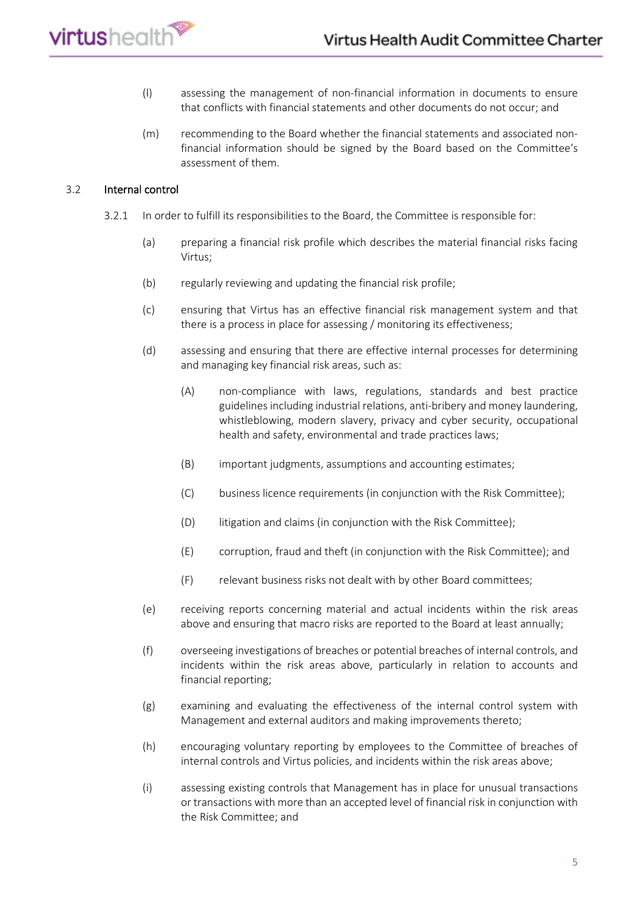(l) assessing the management of non-financial information in documents to ensure that conflicts with financial statements and other documents do not occur; and

(m) recommending to the Board whether the financial statements and associated non-financial information should be signed by the Board based on the Committee's assessment of them.

## 3.2 Internal control

3.2.1 In order to fulfill its responsibilities to the Board, the Committee is responsible for:

(a) preparing a financial risk profile which describes the material financial risks facing Virtus;

(b) regularly reviewing and updating the financial risk profile;

(c) ensuring that Virtus has an effective financial risk management system and that there is a process in place for assessing / monitoring its effectiveness;

(d) assessing and ensuring that there are effective internal processes for determining and managing key financial risk areas, such as:

(A) non-compliance with laws, regulations, standards and best practice guidelines including industrial relations, anti-bribery and money laundering, whistleblowing, modern slavery, privacy and cyber security, occupational health and safety, environmental and trade practices laws;

(B) important judgments, assumptions and accounting estimates;

(C) business licence requirements (in conjunction with the Risk Committee);

(D) litigation and claims (in conjunction with the Risk Committee);

(E) corruption, fraud and theft (in conjunction with the Risk Committee); and

(F) relevant business risks not dealt with by other Board committees;

(e) receiving reports concerning material and actual incidents within the risk areas above and ensuring that macro risks are reported to the Board at least annually;

(f) overseeing investigations of breaches or potential breaches of internal controls, and incidents within the risk areas above, particularly in relation to accounts and financial reporting;

(g) examining and evaluating the effectiveness of the internal control system with Management and external auditors and making improvements thereto;

(h) encouraging voluntary reporting by employees to the Committee of breaches of internal controls and Virtus policies, and incidents within the risk areas above;

(i) assessing existing controls that Management has in place for unusual transactions or transactions with more than an accepted level of financial risk in conjunction with the Risk Committee; and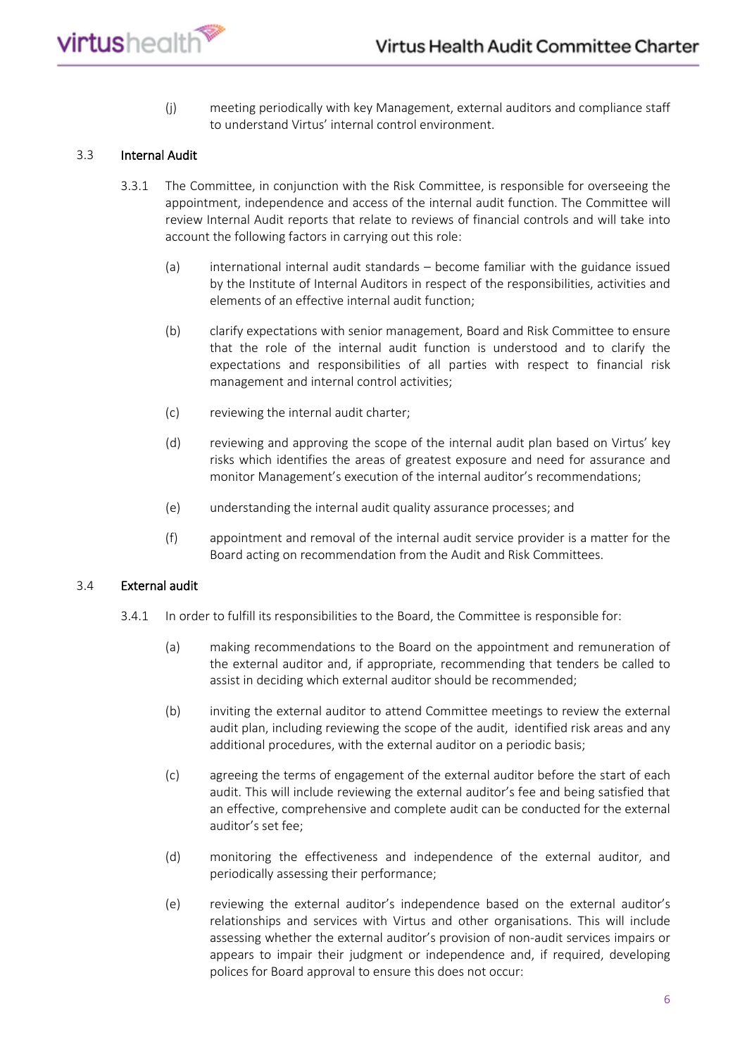(j) meeting periodically with key Management, external auditors and compliance staff to understand Virtus' internal control environment.

### 3.3 Internal Audit

3.3.1 The Committee, in conjunction with the Risk Committee, is responsible for overseeing the appointment, independence and access of the internal audit function. The Committee will review Internal Audit reports that relate to reviews of financial controls and will take into account the following factors in carrying out this role:

(a) international internal audit standards – become familiar with the guidance issued by the Institute of Internal Auditors in respect of the responsibilities, activities and elements of an effective internal audit function;

(b) clarify expectations with senior management, Board and Risk Committee to ensure that the role of the internal audit function is understood and to clarify the expectations and responsibilities of all parties with respect to financial risk management and internal control activities;

(c) reviewing the internal audit charter;

(d) reviewing and approving the scope of the internal audit plan based on Virtus' key risks which identifies the areas of greatest exposure and need for assurance and monitor Management's execution of the internal auditor's recommendations;

(e) understanding the internal audit quality assurance processes; and

(f) appointment and removal of the internal audit service provider is a matter for the Board acting on recommendation from the Audit and Risk Committees.

### 3.4 External audit

3.4.1 In order to fulfill its responsibilities to the Board, the Committee is responsible for:

(a) making recommendations to the Board on the appointment and remuneration of the external auditor and, if appropriate, recommending that tenders be called to assist in deciding which external auditor should be recommended;

(b) inviting the external auditor to attend Committee meetings to review the external audit plan, including reviewing the scope of the audit, identified risk areas and any additional procedures, with the external auditor on a periodic basis;

(c) agreeing the terms of engagement of the external auditor before the start of each audit. This will include reviewing the external auditor's fee and being satisfied that an effective, comprehensive and complete audit can be conducted for the external auditor's set fee;

(d) monitoring the effectiveness and independence of the external auditor, and periodically assessing their performance;

(e) reviewing the external auditor's independence based on the external auditor's relationships and services with Virtus and other organisations. This will include assessing whether the external auditor's provision of non-audit services impairs or appears to impair their judgment or independence and, if required, developing polices for Board approval to ensure this does not occur: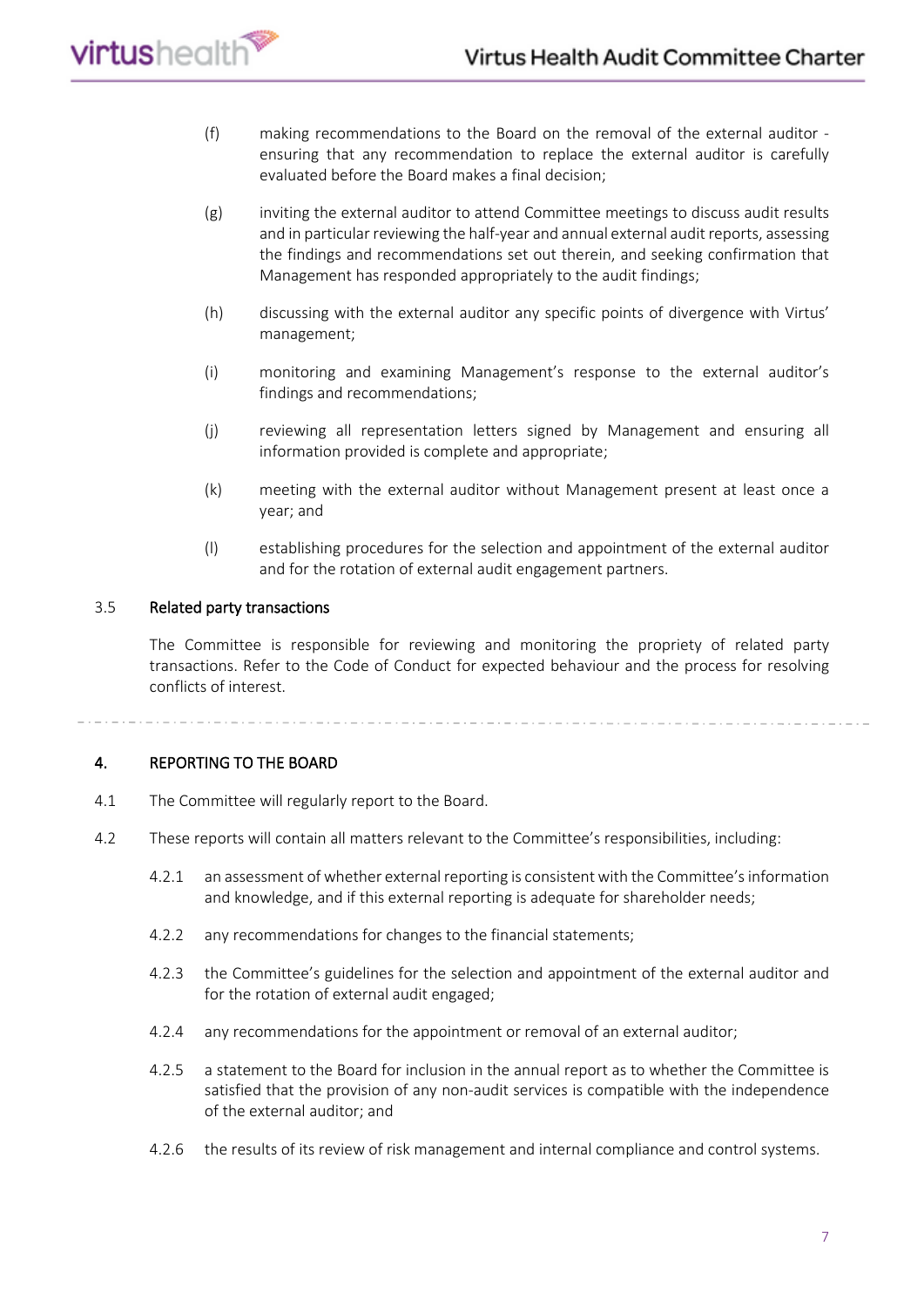(f) making recommendations to the Board on the removal of the external auditor - ensuring that any recommendation to replace the external auditor is carefully evaluated before the Board makes a final decision;

(g) inviting the external auditor to attend Committee meetings to discuss audit results and in particular reviewing the half-year and annual external audit reports, assessing the findings and recommendations set out therein, and seeking confirmation that Management has responded appropriately to the audit findings;

(h) discussing with the external auditor any specific points of divergence with Virtus' management;

(i) monitoring and examining Management's response to the external auditor's findings and recommendations;

(j) reviewing all representation letters signed by Management and ensuring all information provided is complete and appropriate;

(k) meeting with the external auditor without Management present at least once a year; and

(l) establishing procedures for the selection and appointment of the external auditor and for the rotation of external audit engagement partners.

### 3.5 Related party transactions

The Committee is responsible for reviewing and monitoring the propriety of related party transactions. Refer to the Code of Conduct for expected behaviour and the process for resolving conflicts of interest.

## 4. REPORTING TO THE BOARD

4.1 The Committee will regularly report to the Board.

4.2 These reports will contain all matters relevant to the Committee's responsibilities, including:

4.2.1 an assessment of whether external reporting is consistent with the Committee's information and knowledge, and if this external reporting is adequate for shareholder needs;

4.2.2 any recommendations for changes to the financial statements;

4.2.3 the Committee's guidelines for the selection and appointment of the external auditor and for the rotation of external audit engaged;

4.2.4 any recommendations for the appointment or removal of an external auditor;

4.2.5 a statement to the Board for inclusion in the annual report as to whether the Committee is satisfied that the provision of any non-audit services is compatible with the independence of the external auditor; and

4.2.6 the results of its review of risk management and internal compliance and control systems.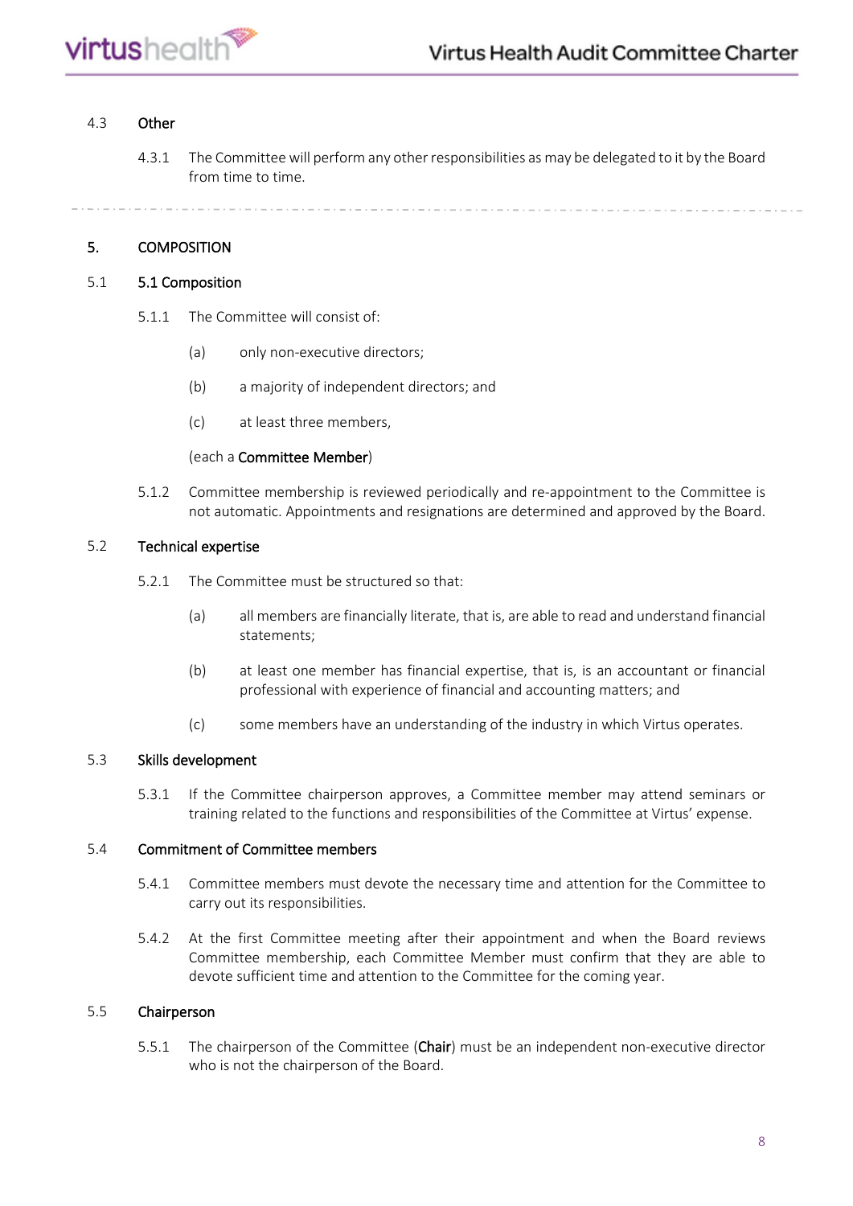### 4.3 Other

4.3.1 The Committee will perform any other responsibilities as may be delegated to it by the Board from time to time.

---

## 5. COMPOSITION

### 5.1 5.1 Composition

5.1.1 The Committee will consist of:

(a) only non-executive directors;

(b) a majority of independent directors; and

(c) at least three members,

(each a **Committee Member**)

5.1.2 Committee membership is reviewed periodically and re-appointment to the Committee is not automatic. Appointments and resignations are determined and approved by the Board.

### 5.2 Technical expertise

5.2.1 The Committee must be structured so that:

(a) all members are financially literate, that is, are able to read and understand financial statements;

(b) at least one member has financial expertise, that is, is an accountant or financial professional with experience of financial and accounting matters; and

(c) some members have an understanding of the industry in which Virtus operates.

### 5.3 Skills development

5.3.1 If the Committee chairperson approves, a Committee member may attend seminars or training related to the functions and responsibilities of the Committee at Virtus' expense.

### 5.4 Commitment of Committee members

5.4.1 Committee members must devote the necessary time and attention for the Committee to carry out its responsibilities.

5.4.2 At the first Committee meeting after their appointment and when the Board reviews Committee membership, each Committee Member must confirm that they are able to devote sufficient time and attention to the Committee for the coming year.

### 5.5 Chairperson

5.5.1 The chairperson of the Committee (**Chair**) must be an independent non-executive director who is not the chairperson of the Board.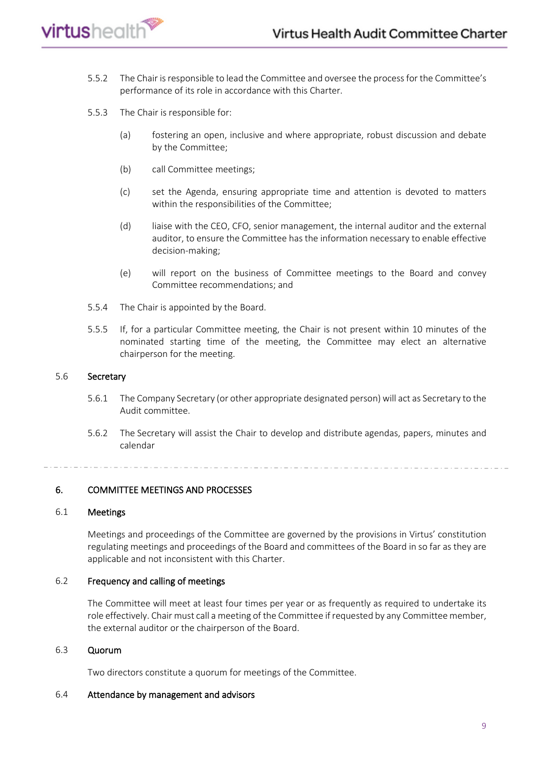5.5.2 The Chair is responsible to lead the Committee and oversee the process for the Committee's performance of its role in accordance with this Charter.

5.5.3 The Chair is responsible for:

(a) fostering an open, inclusive and where appropriate, robust discussion and debate by the Committee;

(b) call Committee meetings;

(c) set the Agenda, ensuring appropriate time and attention is devoted to matters within the responsibilities of the Committee;

(d) liaise with the CEO, CFO, senior management, the internal auditor and the external auditor, to ensure the Committee has the information necessary to enable effective decision-making;

(e) will report on the business of Committee meetings to the Board and convey Committee recommendations; and

5.5.4 The Chair is appointed by the Board.

5.5.5 If, for a particular Committee meeting, the Chair is not present within 10 minutes of the nominated starting time of the meeting, the Committee may elect an alternative chairperson for the meeting.

### 5.6 Secretary

5.6.1 The Company Secretary (or other appropriate designated person) will act as Secretary to the Audit committee.

5.6.2 The Secretary will assist the Chair to develop and distribute agendas, papers, minutes and calendar

---

## 6. COMMITTEE MEETINGS AND PROCESSES

### 6.1 Meetings

Meetings and proceedings of the Committee are governed by the provisions in Virtus' constitution regulating meetings and proceedings of the Board and committees of the Board in so far as they are applicable and not inconsistent with this Charter.

### 6.2 Frequency and calling of meetings

The Committee will meet at least four times per year or as frequently as required to undertake its role effectively. Chair must call a meeting of the Committee if requested by any Committee member, the external auditor or the chairperson of the Board.

### 6.3 Quorum

Two directors constitute a quorum for meetings of the Committee.

### 6.4 Attendance by management and advisors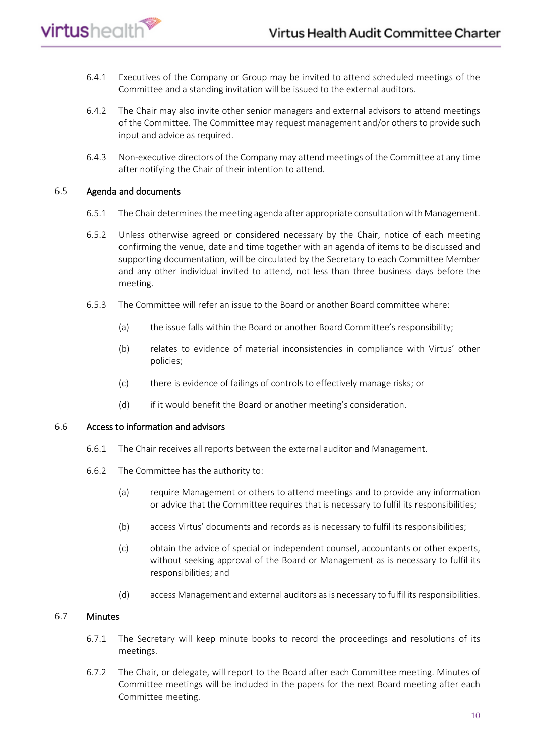6.4.1 Executives of the Company or Group may be invited to attend scheduled meetings of the Committee and a standing invitation will be issued to the external auditors.

6.4.2 The Chair may also invite other senior managers and external advisors to attend meetings of the Committee. The Committee may request management and/or others to provide such input and advice as required.

6.4.3 Non-executive directors of the Company may attend meetings of the Committee at any time after notifying the Chair of their intention to attend.

## 6.5 Agenda and documents

6.5.1 The Chair determines the meeting agenda after appropriate consultation with Management.

6.5.2 Unless otherwise agreed or considered necessary by the Chair, notice of each meeting confirming the venue, date and time together with an agenda of items to be discussed and supporting documentation, will be circulated by the Secretary to each Committee Member and any other individual invited to attend, not less than three business days before the meeting.

6.5.3 The Committee will refer an issue to the Board or another Board committee where:

(a) the issue falls within the Board or another Board Committee's responsibility;

(b) relates to evidence of material inconsistencies in compliance with Virtus' other policies;

(c) there is evidence of failings of controls to effectively manage risks; or

(d) if it would benefit the Board or another meeting's consideration.

## 6.6 Access to information and advisors

6.6.1 The Chair receives all reports between the external auditor and Management.

6.6.2 The Committee has the authority to:

(a) require Management or others to attend meetings and to provide any information or advice that the Committee requires that is necessary to fulfil its responsibilities;

(b) access Virtus' documents and records as is necessary to fulfil its responsibilities;

(c) obtain the advice of special or independent counsel, accountants or other experts, without seeking approval of the Board or Management as is necessary to fulfil its responsibilities; and

(d) access Management and external auditors as is necessary to fulfil its responsibilities.

## 6.7 Minutes

6.7.1 The Secretary will keep minute books to record the proceedings and resolutions of its meetings.

6.7.2 The Chair, or delegate, will report to the Board after each Committee meeting. Minutes of Committee meetings will be included in the papers for the next Board meeting after each Committee meeting.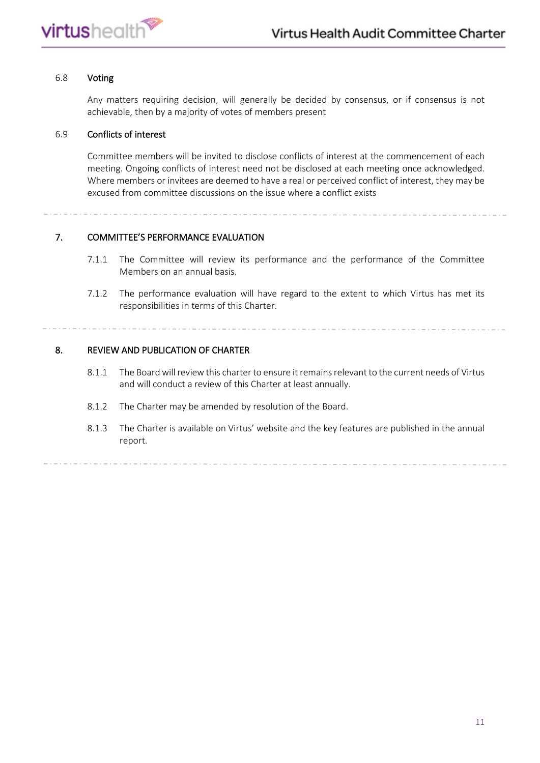### 6.8 Voting

Any matters requiring decision, will generally be decided by consensus, or if consensus is not achievable, then by a majority of votes of members present

### 6.9 Conflicts of interest

Committee members will be invited to disclose conflicts of interest at the commencement of each meeting. Ongoing conflicts of interest need not be disclosed at each meeting once acknowledged. Where members or invitees are deemed to have a real or perceived conflict of interest, they may be excused from committee discussions on the issue where a conflict exists

## 7. COMMITTEE'S PERFORMANCE EVALUATION

7.1.1 The Committee will review its performance and the performance of the Committee Members on an annual basis.

7.1.2 The performance evaluation will have regard to the extent to which Virtus has met its responsibilities in terms of this Charter.

## 8. REVIEW AND PUBLICATION OF CHARTER

8.1.1 The Board will review this charter to ensure it remains relevant to the current needs of Virtus and will conduct a review of this Charter at least annually.

8.1.2 The Charter may be amended by resolution of the Board.

8.1.3 The Charter is available on Virtus' website and the key features are published in the annual report.